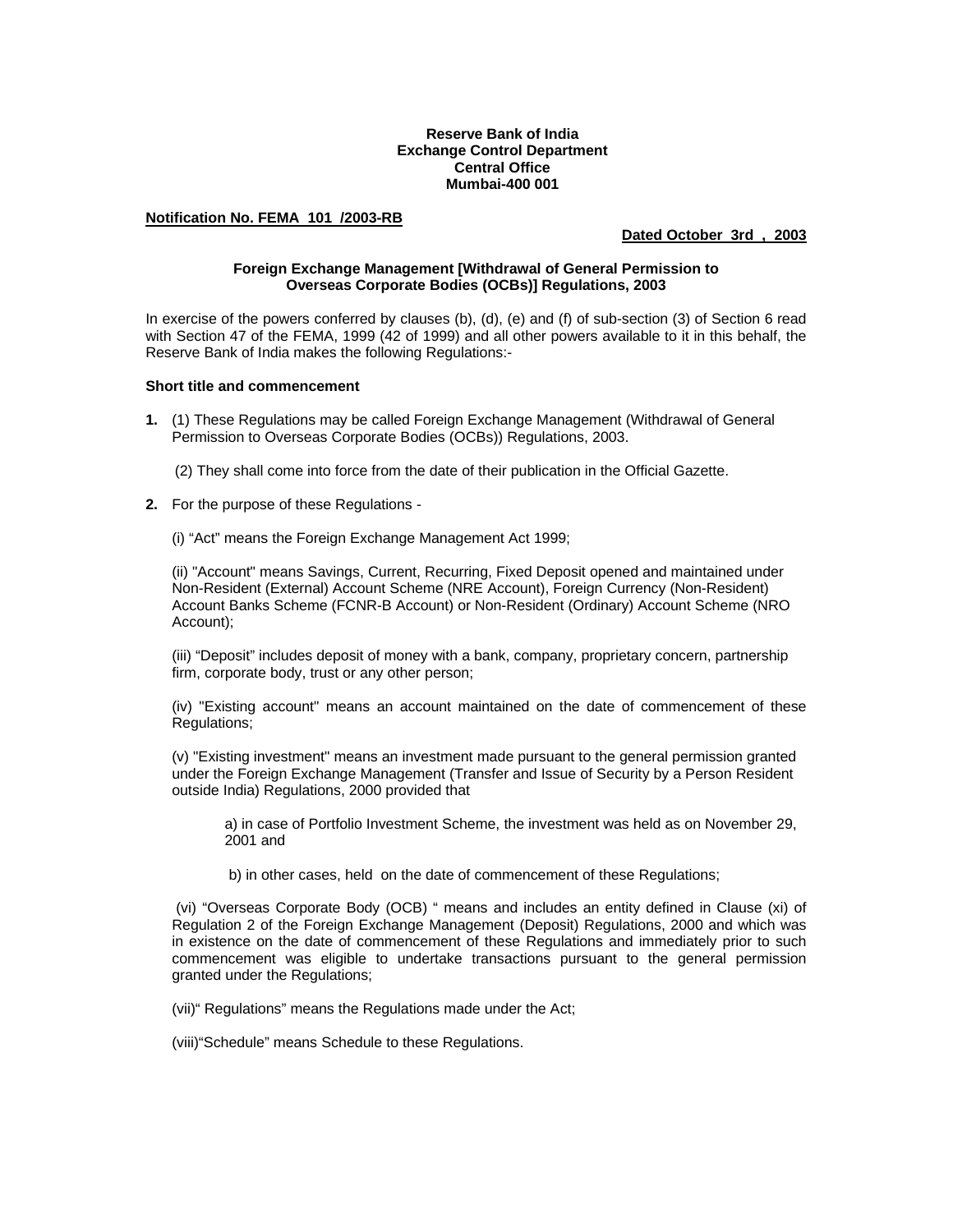**Reserve Bank of India**
**Exchange Control Department**
**Central Office**
**Mumbai-400 001**

**Notification No. FEMA 101 /2003-RB**

**Dated October 3rd , 2003**

## Foreign Exchange Management [Withdrawal of General Permission to Overseas Corporate Bodies (OCBs)] Regulations, 2003

In exercise of the powers conferred by clauses (b), (d), (e) and (f) of sub-section (3) of Section 6 read with Section 47 of the FEMA, 1999 (42 of 1999) and all other powers available to it in this behalf, the Reserve Bank of India makes the following Regulations:-

### Short title and commencement

**1.** (1) These Regulations may be called Foreign Exchange Management (Withdrawal of General Permission to Overseas Corporate Bodies (OCBs)) Regulations, 2003.

(2) They shall come into force from the date of their publication in the Official Gazette.

**2.** For the purpose of these Regulations -

(i) "Act" means the Foreign Exchange Management Act 1999;

(ii) "Account" means Savings, Current, Recurring, Fixed Deposit opened and maintained under Non-Resident (External) Account Scheme (NRE Account), Foreign Currency (Non-Resident) Account Banks Scheme (FCNR-B Account) or Non-Resident (Ordinary) Account Scheme (NRO Account);

(iii) "Deposit" includes deposit of money with a bank, company, proprietary concern, partnership firm, corporate body, trust or any other person;

(iv) "Existing account" means an account maintained on the date of commencement of these Regulations;

(v) "Existing investment" means an investment made pursuant to the general permission granted under the Foreign Exchange Management (Transfer and Issue of Security by a Person Resident outside India) Regulations, 2000 provided that

a) in case of Portfolio Investment Scheme, the investment was held as on November 29, 2001 and

b) in other cases, held on the date of commencement of these Regulations;

(vi) "Overseas Corporate Body (OCB) " means and includes an entity defined in Clause (xi) of Regulation 2 of the Foreign Exchange Management (Deposit) Regulations, 2000 and which was in existence on the date of commencement of these Regulations and immediately prior to such commencement was eligible to undertake transactions pursuant to the general permission granted under the Regulations;

(vii)" Regulations" means the Regulations made under the Act;

(viii)"Schedule" means Schedule to these Regulations.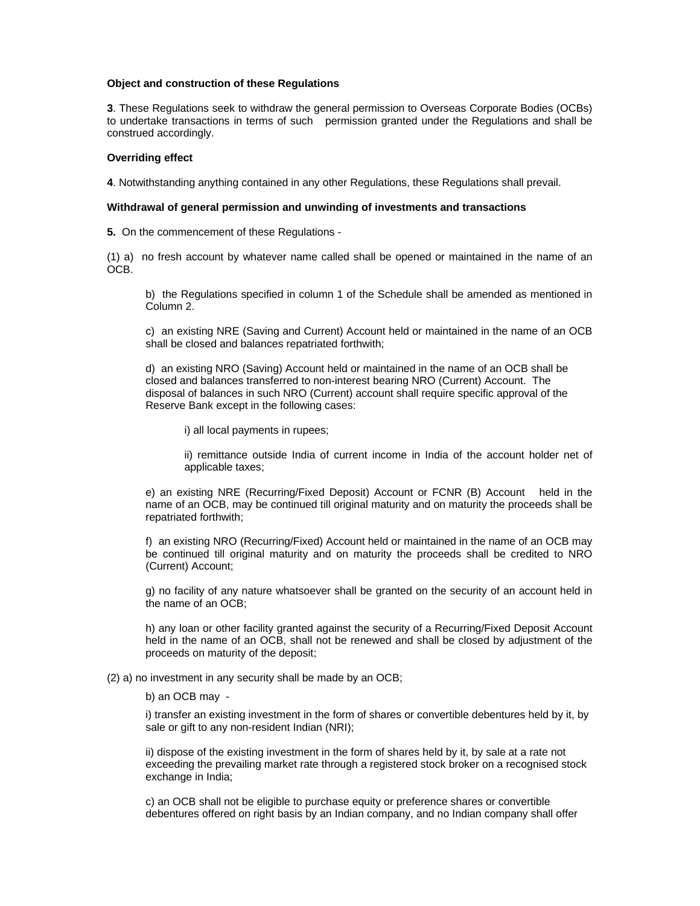**Object and construction of these Regulations**

**3**. These Regulations seek to withdraw the general permission to Overseas Corporate Bodies (OCBs) to undertake transactions in terms of such permission granted under the Regulations and shall be construed accordingly.

**Overriding effect**

**4**. Notwithstanding anything contained in any other Regulations, these Regulations shall prevail.

**Withdrawal of general permission and unwinding of investments and transactions**

**5.** On the commencement of these Regulations -

(1) a) no fresh account by whatever name called shall be opened or maintained in the name of an OCB.

b) the Regulations specified in column 1 of the Schedule shall be amended as mentioned in Column 2.

c) an existing NRE (Saving and Current) Account held or maintained in the name of an OCB shall be closed and balances repatriated forthwith;

d) an existing NRO (Saving) Account held or maintained in the name of an OCB shall be closed and balances transferred to non-interest bearing NRO (Current) Account. The disposal of balances in such NRO (Current) account shall require specific approval of the Reserve Bank except in the following cases:

i) all local payments in rupees;

ii) remittance outside India of current income in India of the account holder net of applicable taxes;

e) an existing NRE (Recurring/Fixed Deposit) Account or FCNR (B) Account held in the name of an OCB, may be continued till original maturity and on maturity the proceeds shall be repatriated forthwith;

f) an existing NRO (Recurring/Fixed) Account held or maintained in the name of an OCB may be continued till original maturity and on maturity the proceeds shall be credited to NRO (Current) Account;

g) no facility of any nature whatsoever shall be granted on the security of an account held in the name of an OCB;

h) any loan or other facility granted against the security of a Recurring/Fixed Deposit Account held in the name of an OCB, shall not be renewed and shall be closed by adjustment of the proceeds on maturity of the deposit;

(2) a) no investment in any security shall be made by an OCB;

b) an OCB may -

i) transfer an existing investment in the form of shares or convertible debentures held by it, by sale or gift to any non-resident Indian (NRI);

ii) dispose of the existing investment in the form of shares held by it, by sale at a rate not exceeding the prevailing market rate through a registered stock broker on a recognised stock exchange in India;

c) an OCB shall not be eligible to purchase equity or preference shares or convertible debentures offered on right basis by an Indian company, and no Indian company shall offer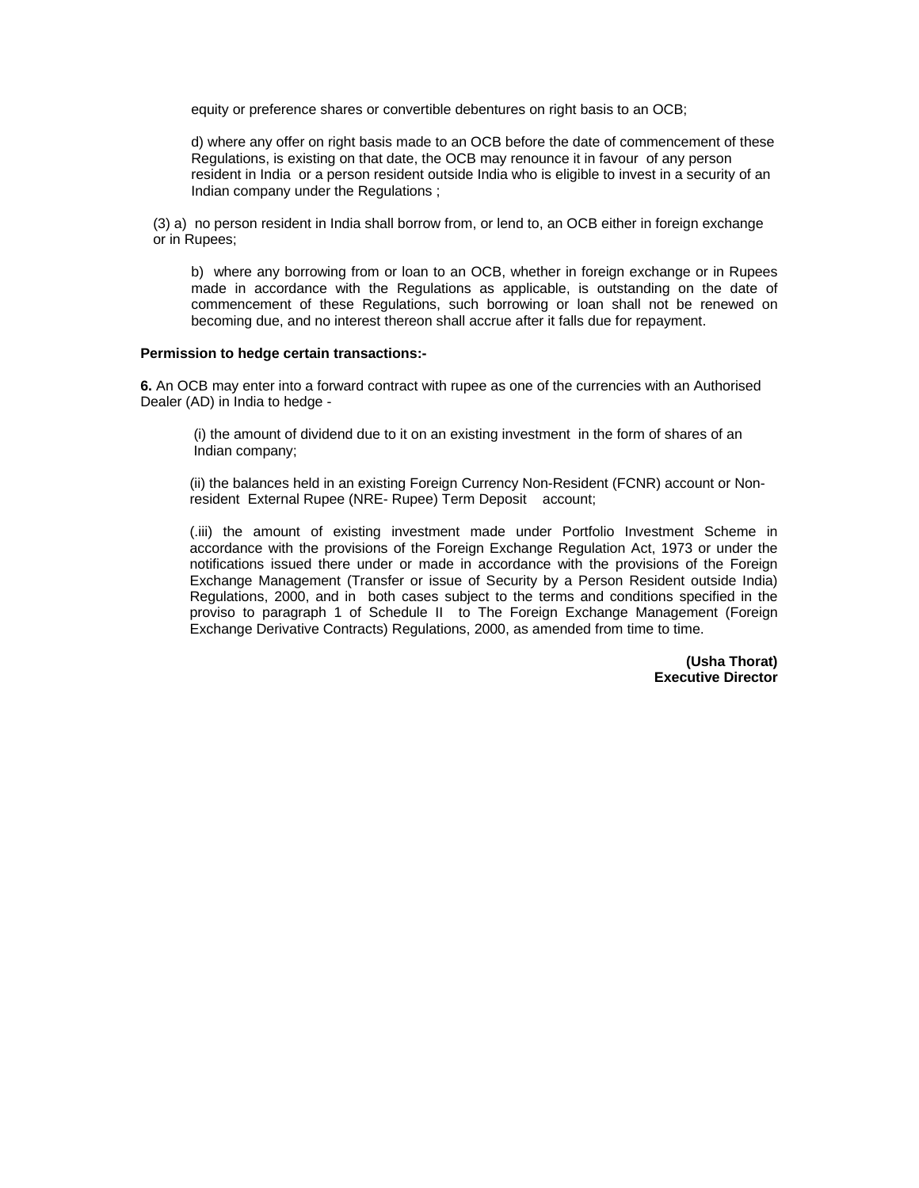equity or preference shares or convertible debentures on right basis to an OCB;

d) where any offer on right basis made to an OCB before the date of commencement of these Regulations, is existing on that date, the OCB may renounce it in favour of any person resident in India or a person resident outside India who is eligible to invest in a security of an Indian company under the Regulations ;

(3) a) no person resident in India shall borrow from, or lend to, an OCB either in foreign exchange or in Rupees;

b) where any borrowing from or loan to an OCB, whether in foreign exchange or in Rupees made in accordance with the Regulations as applicable, is outstanding on the date of commencement of these Regulations, such borrowing or loan shall not be renewed on becoming due, and no interest thereon shall accrue after it falls due for repayment.

**Permission to hedge certain transactions:-**

**6.** An OCB may enter into a forward contract with rupee as one of the currencies with an Authorised Dealer (AD) in India to hedge -

(i) the amount of dividend due to it on an existing investment in the form of shares of an Indian company;

(ii) the balances held in an existing Foreign Currency Non-Resident (FCNR) account or Non-resident External Rupee (NRE- Rupee) Term Deposit account;

(.iii) the amount of existing investment made under Portfolio Investment Scheme in accordance with the provisions of the Foreign Exchange Regulation Act, 1973 or under the notifications issued there under or made in accordance with the provisions of the Foreign Exchange Management (Transfer or issue of Security by a Person Resident outside India) Regulations, 2000, and in both cases subject to the terms and conditions specified in the proviso to paragraph 1 of Schedule II to The Foreign Exchange Management (Foreign Exchange Derivative Contracts) Regulations, 2000, as amended from time to time.

**(Usha Thorat)**
**Executive Director**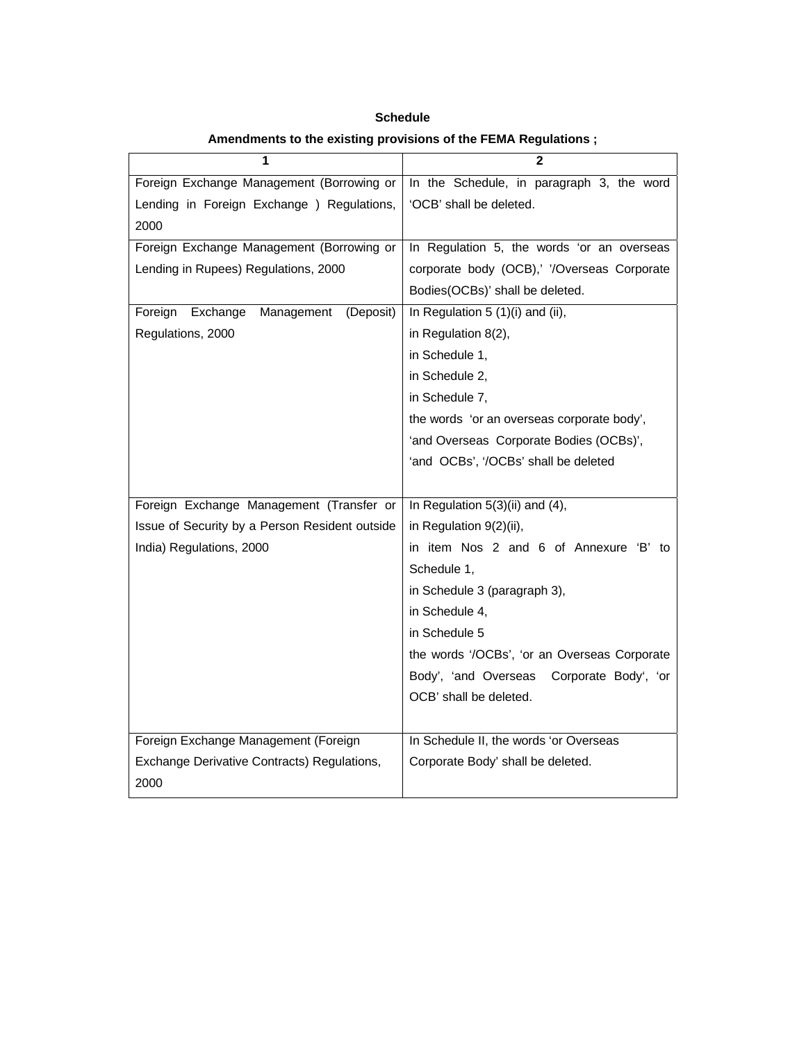**Schedule**

**Amendments to the existing provisions of the FEMA Regulations ;**

| 1 | 2 |
|---|---|
| Foreign Exchange Management (Borrowing or Lending in Foreign Exchange ) Regulations, 2000 | In the Schedule, in paragraph 3, the word 'OCB' shall be deleted. |
| Foreign Exchange Management (Borrowing or Lending in Rupees) Regulations, 2000 | In Regulation 5, the words 'or an overseas corporate body (OCB),' '/Overseas Corporate Bodies(OCBs)' shall be deleted. |
| Foreign Exchange Management (Deposit) Regulations, 2000 | In Regulation 5 (1)(i) and (ii),<br>in Regulation 8(2),<br>in Schedule 1,<br>in Schedule 2,<br>in Schedule 7,<br>the words 'or an overseas corporate body', 'and Overseas Corporate Bodies (OCBs)', 'and OCBs', '/OCBs' shall be deleted |
| Foreign Exchange Management (Transfer or Issue of Security by a Person Resident outside India) Regulations, 2000 | In Regulation 5(3)(ii) and (4),<br>in Regulation 9(2)(ii),<br>in item Nos 2 and 6 of Annexure 'B' to Schedule 1,<br>in Schedule 3 (paragraph 3),<br>in Schedule 4,<br>in Schedule 5<br>the words '/OCBs', 'or an Overseas Corporate Body', 'and Overseas Corporate Body', 'or OCB' shall be deleted. |
| Foreign Exchange Management (Foreign Exchange Derivative Contracts) Regulations, 2000 | In Schedule II, the words 'or Overseas Corporate Body' shall be deleted. |